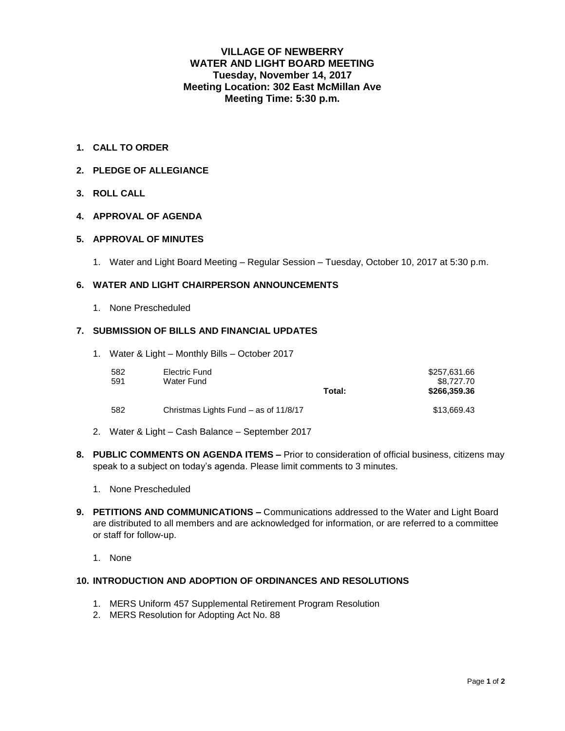# VILLAGE OF NEWBERRY
## WATER AND LIGHT BOARD MEETING
### Tuesday, November 14, 2017
### Meeting Location: 302 East McMillan Ave
### Meeting Time: 5:30 p.m.

1. **CALL TO ORDER**

2. **PLEDGE OF ALLEGIANCE**

3. **ROLL CALL**

4. **APPROVAL OF AGENDA**

5. **APPROVAL OF MINUTES**

    1. Water and Light Board Meeting – Regular Session – Tuesday, October 10, 2017 at 5:30 p.m.

6. **WATER AND LIGHT CHAIRPERSON ANNOUNCEMENTS**

    1. None Prescheduled

7. **SUBMISSION OF BILLS AND FINANCIAL UPDATES**

    1. Water & Light – Monthly Bills – October 2017

| | | | |
|---|---|---|---|
| 582 | Electric Fund | | $257,631.66 |
| 591 | Water Fund | | $8,727.70 |
| | | **Total:** | **$266,359.36** |
| 582 | Christmas Lights Fund – as of 11/8/17 | | $13,669.43 |

    2. Water & Light – Cash Balance – September 2017

8. **PUBLIC COMMENTS ON AGENDA ITEMS –** Prior to consideration of official business, citizens may speak to a subject on today's agenda. Please limit comments to 3 minutes.

    1. None Prescheduled

9. **PETITIONS AND COMMUNICATIONS –** Communications addressed to the Water and Light Board are distributed to all members and are acknowledged for information, or are referred to a committee or staff for follow-up.

    1. None

10. **INTRODUCTION AND ADOPTION OF ORDINANCES AND RESOLUTIONS**

    1. MERS Uniform 457 Supplemental Retirement Program Resolution
    2. MERS Resolution for Adopting Act No. 88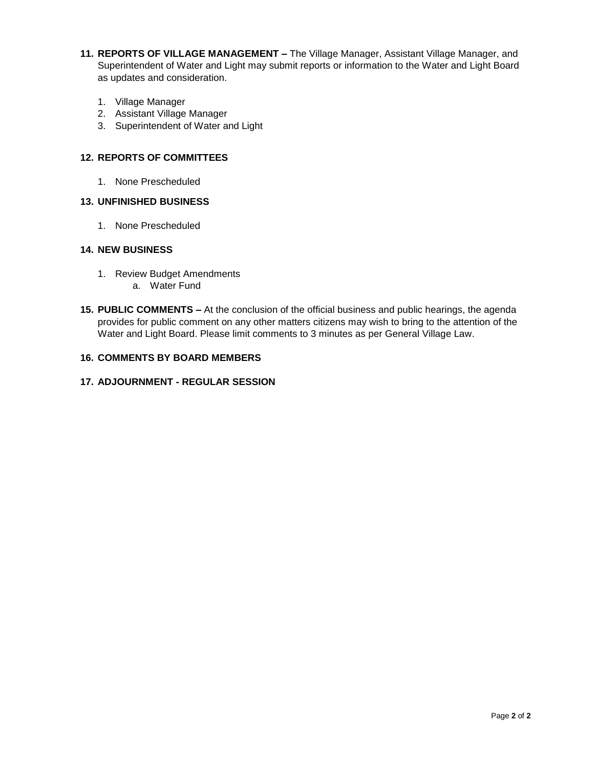**11. REPORTS OF VILLAGE MANAGEMENT –** The Village Manager, Assistant Village Manager, and Superintendent of Water and Light may submit reports or information to the Water and Light Board as updates and consideration.

1. Village Manager
2. Assistant Village Manager
3. Superintendent of Water and Light

**12. REPORTS OF COMMITTEES**

1. None Prescheduled

**13. UNFINISHED BUSINESS**

1. None Prescheduled

**14. NEW BUSINESS**

1. Review Budget Amendments
    a. Water Fund

**15. PUBLIC COMMENTS –** At the conclusion of the official business and public hearings, the agenda provides for public comment on any other matters citizens may wish to bring to the attention of the Water and Light Board. Please limit comments to 3 minutes as per General Village Law.

**16. COMMENTS BY BOARD MEMBERS**

**17. ADJOURNMENT - REGULAR SESSION**